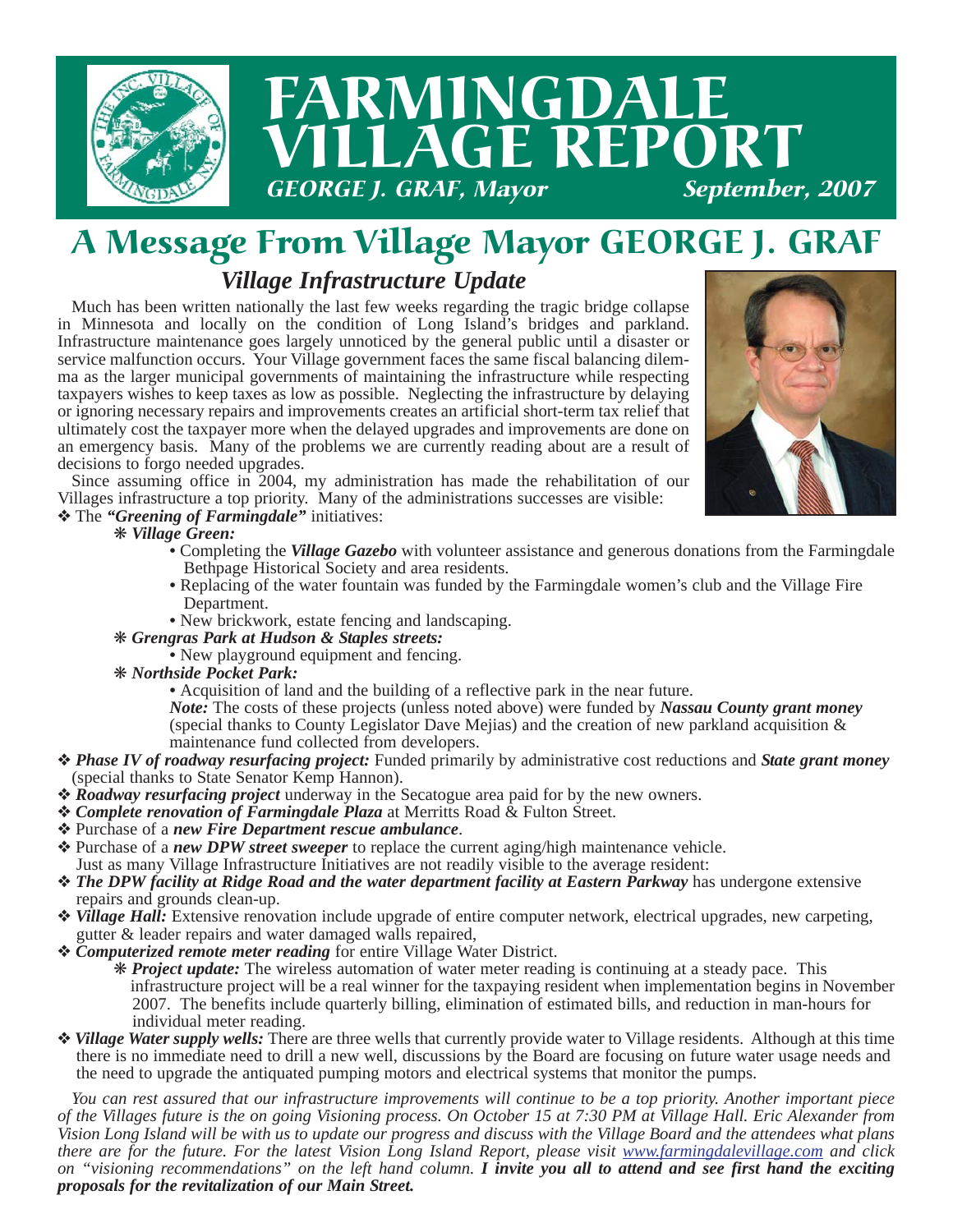# FARMINGDALE VILLAGE REPORT

*GEORGE J. GRAF, Mayor* *September, 2007*

# A Message From Village Mayor GEORGE J. GRAF

## *Village Infrastructure Update*

Much has been written nationally the last few weeks regarding the tragic bridge collapse in Minnesota and locally on the condition of Long Island's bridges and parkland. Infrastructure maintenance goes largely unnoticed by the general public until a disaster or service malfunction occurs. Your Village government faces the same fiscal balancing dilemma as the larger municipal governments of maintaining the infrastructure while respecting taxpayers wishes to keep taxes as low as possible. Neglecting the infrastructure by delaying or ignoring necessary repairs and improvements creates an artificial short-term tax relief that ultimately cost the taxpayer more when the delayed upgrades and improvements are done on an emergency basis. Many of the problems we are currently reading about are a result of decisions to forgo needed upgrades.

Since assuming office in 2004, my administration has made the rehabilitation of our Villages infrastructure a top priority. Many of the administrations successes are visible:

- The ***"Greening of Farmingdale"*** initiatives:
  - ***Village Green:***
    - Completing the ***Village Gazebo*** with volunteer assistance and generous donations from the Farmingdale Bethpage Historical Society and area residents.
    - Replacing of the water fountain was funded by the Farmingdale women's club and the Village Fire Department.
    - New brickwork, estate fencing and landscaping.
  - ***Grengras Park at Hudson & Staples streets:***
    - New playground equipment and fencing.
  - ***Northside Pocket Park:***
    - Acquisition of land and the building of a reflective park in the near future.

    ***Note:*** The costs of these projects (unless noted above) were funded by ***Nassau County grant money*** (special thanks to County Legislator Dave Mejias) and the creation of new parkland acquisition & maintenance fund collected from developers.
- ***Phase IV of roadway resurfacing project:*** Funded primarily by administrative cost reductions and ***State grant money*** (special thanks to State Senator Kemp Hannon).
- ***Roadway resurfacing project*** underway in the Secatogue area paid for by the new owners.
- ***Complete renovation of Farmingdale Plaza*** at Merritts Road & Fulton Street.
- Purchase of a ***new Fire Department rescue ambulance***.
- Purchase of a ***new DPW street sweeper*** to replace the current aging/high maintenance vehicle.

Just as many Village Infrastructure Initiatives are not readily visible to the average resident:

- ***The DPW facility at Ridge Road and the water department facility at Eastern Parkway*** has undergone extensive repairs and grounds clean-up.
- ***Village Hall:*** Extensive renovation include upgrade of entire computer network, electrical upgrades, new carpeting, gutter & leader repairs and water damaged walls repaired,
- ***Computerized remote meter reading*** for entire Village Water District.
  - ***Project update:*** The wireless automation of water meter reading is continuing at a steady pace. This infrastructure project will be a real winner for the taxpaying resident when implementation begins in November 2007. The benefits include quarterly billing, elimination of estimated bills, and reduction in man-hours for individual meter reading.
- ***Village Water supply wells:*** There are three wells that currently provide water to Village residents. Although at this time there is no immediate need to drill a new well, discussions by the Board are focusing on future water usage needs and the need to upgrade the antiquated pumping motors and electrical systems that monitor the pumps.

*You can rest assured that our infrastructure improvements will continue to be a top priority. Another important piece of the Villages future is the on going Visioning process. On October 15 at 7:30 PM at Village Hall. Eric Alexander from Vision Long Island will be with us to update our progress and discuss with the Village Board and the attendees what plans there are for the future. For the latest Vision Long Island Report, please visit www.farmingdalevillage.com and click on "visioning recommendations" on the left hand column.* ***I invite you all to attend and see first hand the exciting proposals for the revitalization of our Main Street.***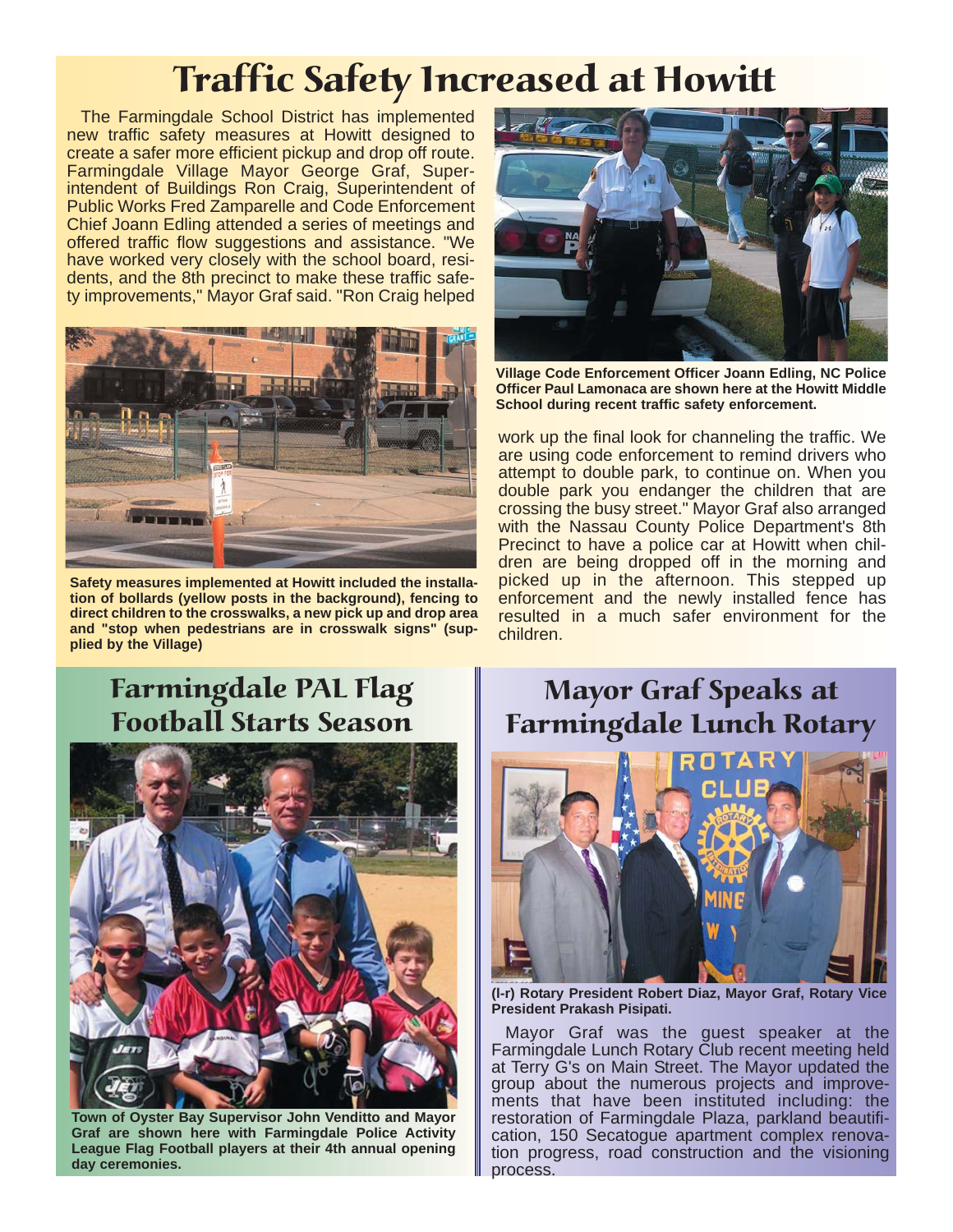# Traffic Safety Increased at Howitt

The Farmingdale School District has implemented new traffic safety measures at Howitt designed to create a safer more efficient pickup and drop off route. Farmingdale Village Mayor George Graf, Superintendent of Buildings Ron Craig, Superintendent of Public Works Fred Zamparelle and Code Enforcement Chief Joann Edling attended a series of meetings and offered traffic flow suggestions and assistance. "We have worked very closely with the school board, residents, and the 8th precinct to make these traffic safety improvements," Mayor Graf said. "Ron Craig helped work up the final look for channeling the traffic. We are using code enforcement to remind drivers who attempt to double park, to continue on. When you double park you endanger the children that are crossing the busy street." Mayor Graf also arranged with the Nassau County Police Department's 8th Precinct to have a police car at Howitt when children are being dropped off in the morning and picked up in the afternoon. This stepped up enforcement and the newly installed fence has resulted in a much safer environment for the children.

**Safety measures implemented at Howitt included the installation of bollards (yellow posts in the background), fencing to direct children to the crosswalks, a new pick up and drop area and "stop when pedestrians are in crosswalk signs" (supplied by the Village)**

**Village Code Enforcement Officer Joann Edling, NC Police Officer Paul Lamonaca are shown here at the Howitt Middle School during recent traffic safety enforcement.**

## Farmingdale PAL Flag Football Starts Season

**Town of Oyster Bay Supervisor John Venditto and Mayor Graf are shown here with Farmingdale Police Activity League Flag Football players at their 4th annual opening day ceremonies.**

## Mayor Graf Speaks at Farmingdale Lunch Rotary

**(l-r) Rotary President Robert Diaz, Mayor Graf, Rotary Vice President Prakash Pisipati.**

Mayor Graf was the guest speaker at the Farmingdale Lunch Rotary Club recent meeting held at Terry G's on Main Street. The Mayor updated the group about the numerous projects and improvements that have been instituted including: the restoration of Farmingdale Plaza, parkland beautification, 150 Secatogue apartment complex renovation progress, road construction and the visioning process.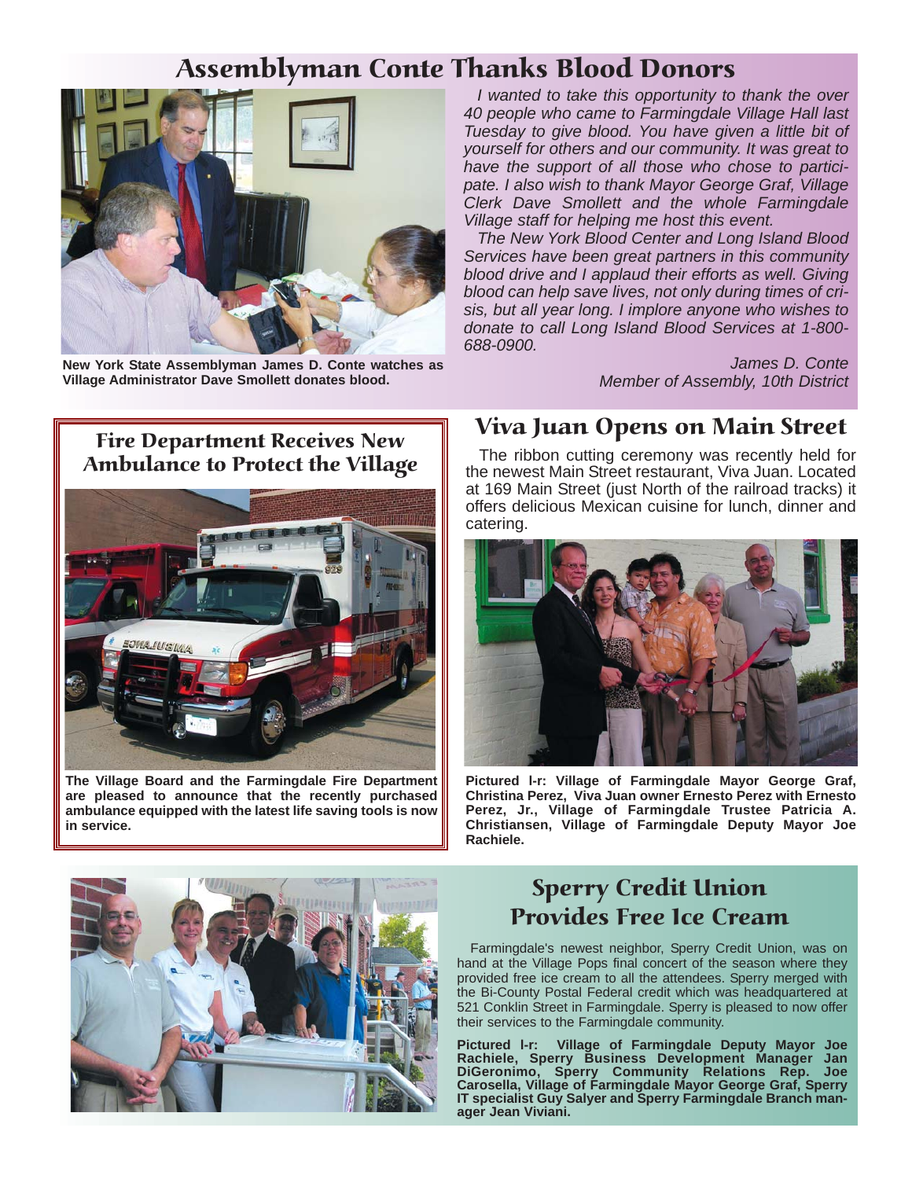# Assemblyman Conte Thanks Blood Donors

**New York State Assemblyman James D. Conte watches as Village Administrator Dave Smollett donates blood.**

*I wanted to take this opportunity to thank the over 40 people who came to Farmingdale Village Hall last Tuesday to give blood. You have given a little bit of yourself for others and our community. It was great to have the support of all those who chose to participate. I also wish to thank Mayor George Graf, Village Clerk Dave Smollett and the whole Farmingdale Village staff for helping me host this event.*

*The New York Blood Center and Long Island Blood Services have been great partners in this community blood drive and I applaud their efforts as well. Giving blood can help save lives, not only during times of crisis, but all year long. I implore anyone who wishes to donate to call Long Island Blood Services at 1-800-688-0900.*

*James D. Conte*
*Member of Assembly, 10th District*

## Fire Department Receives New Ambulance to Protect the Village

**The Village Board and the Farmingdale Fire Department are pleased to announce that the recently purchased ambulance equipped with the latest life saving tools is now in service.**

## Viva Juan Opens on Main Street

The ribbon cutting ceremony was recently held for the newest Main Street restaurant, Viva Juan. Located at 169 Main Street (just North of the railroad tracks) it offers delicious Mexican cuisine for lunch, dinner and catering.

**Pictured l-r: Village of Farmingdale Mayor George Graf, Christina Perez, Viva Juan owner Ernesto Perez with Ernesto Perez, Jr., Village of Farmingdale Trustee Patricia A. Christiansen, Village of Farmingdale Deputy Mayor Joe Rachiele.**

## Sperry Credit Union Provides Free Ice Cream

Farmingdale's newest neighbor, Sperry Credit Union, was on hand at the Village Pops final concert of the season where they provided free ice cream to all the attendees. Sperry merged with the Bi-County Postal Federal credit which was headquartered at 521 Conklin Street in Farmingdale. Sperry is pleased to now offer their services to the Farmingdale community.

**Pictured l-r: Village of Farmingdale Deputy Mayor Joe Rachiele, Sperry Business Development Manager Jan DiGeronimo, Sperry Community Relations Rep. Joe Carosella, Village of Farmingdale Mayor George Graf, Sperry IT specialist Guy Salyer and Sperry Farmingdale Branch manager Jean Viviani.**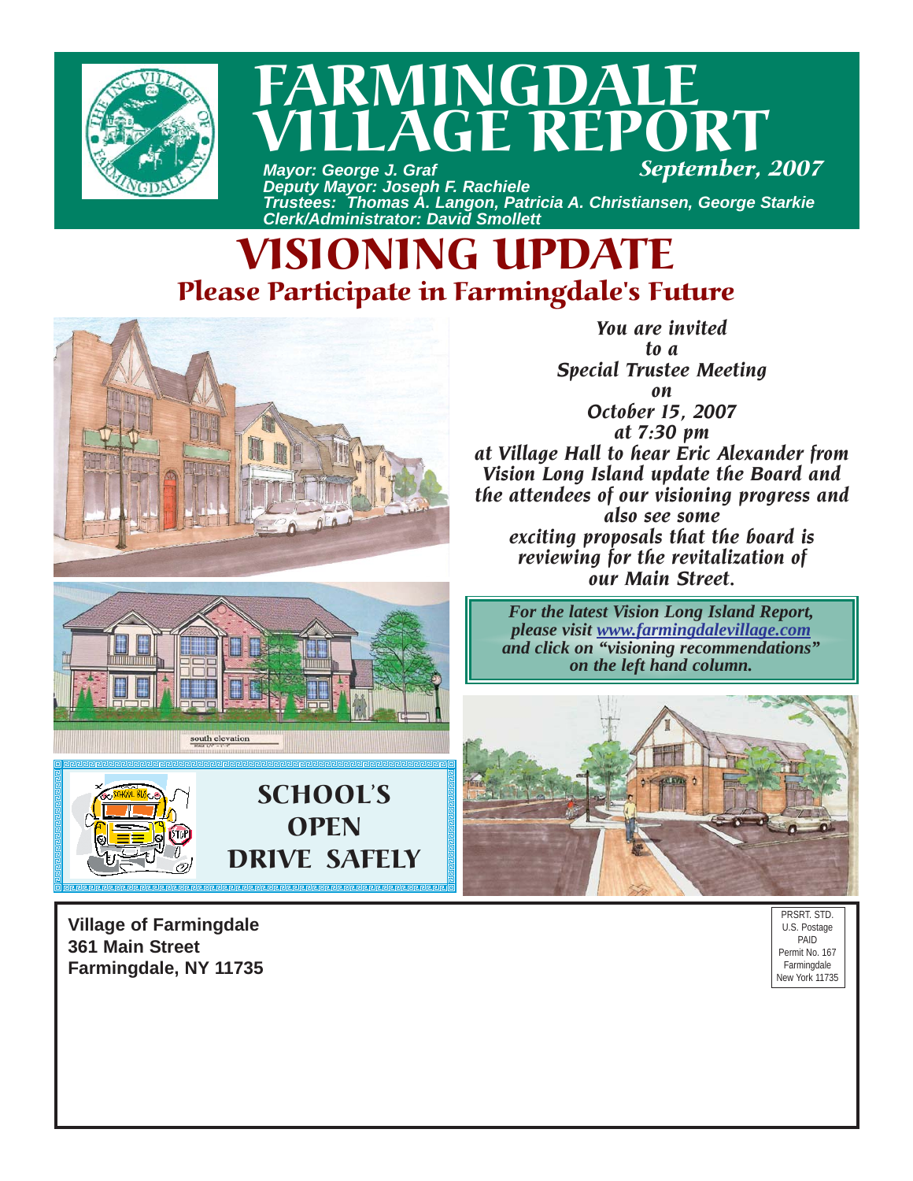# FARMINGDALE VILLAGE REPORT

*September, 2007*

***Mayor: George J. Graf***
***Deputy Mayor: Joseph F. Rachiele***
***Trustees: Thomas A. Langon, Patricia A. Christiansen, George Starkie***
***Clerk/Administrator: David Smollett***

# VISIONING UPDATE

## Please Participate in Farmingdale's Future

*You are invited to a Special Trustee Meeting on October 15, 2007 at 7:30 pm at Village Hall to hear Eric Alexander from Vision Long Island update the Board and the attendees of our visioning progress and also see some exciting proposals that the board is reviewing for the revitalization of our Main Street.*

***For the latest Vision Long Island Report, please visit [www.farmingdalevillage.com](http://www.farmingdalevillage.com) and click on "visioning recommendations" on the left hand column.***

south elevation

## SCHOOL'S OPEN DRIVE SAFELY

**Village of Farmingdale**
**361 Main Street**
**Farmingdale, NY 11735**

PRSRT. STD.
U.S. Postage
PAID
Permit No. 167
Farmingdale
New York 11735